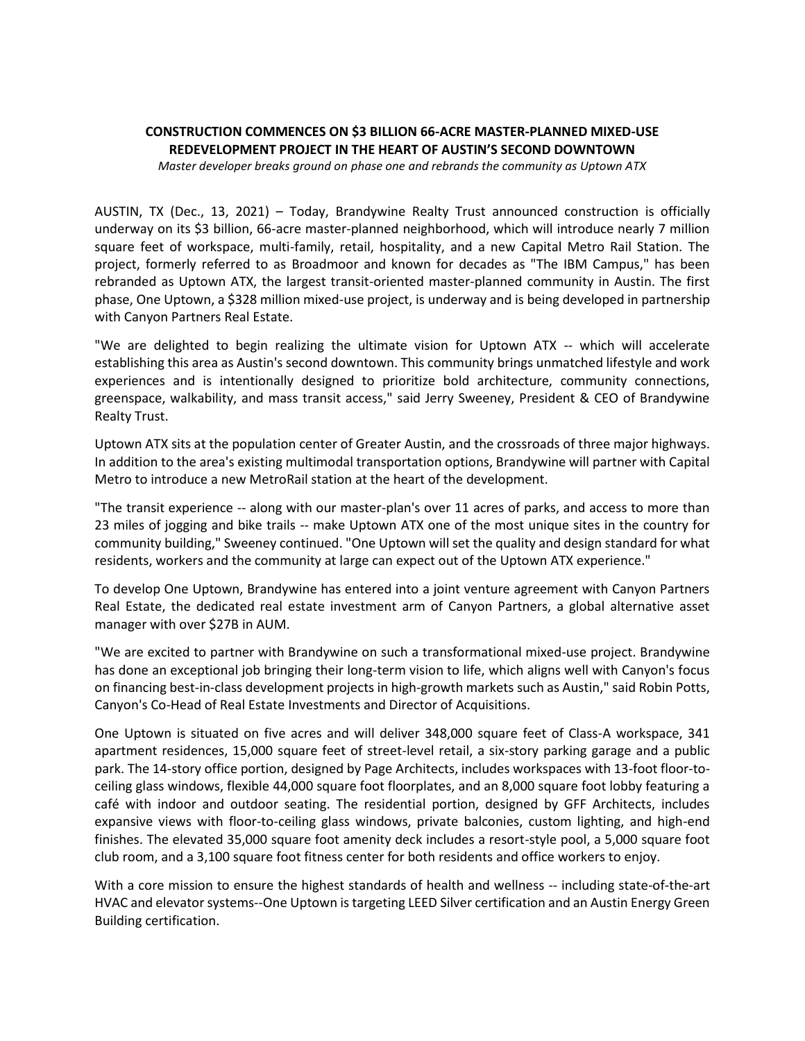**CONSTRUCTION COMMENCES ON $3 BILLION 66-ACRE MASTER-PLANNED MIXED-USE REDEVELOPMENT PROJECT IN THE HEART OF AUSTIN'S SECOND DOWNTOWN**

*Master developer breaks ground on phase one and rebrands the community as Uptown ATX*

AUSTIN, TX (Dec., 13, 2021) – Today, Brandywine Realty Trust announced construction is officially underway on its $3 billion, 66-acre master-planned neighborhood, which will introduce nearly 7 million square feet of workspace, multi-family, retail, hospitality, and a new Capital Metro Rail Station. The project, formerly referred to as Broadmoor and known for decades as "The IBM Campus," has been rebranded as Uptown ATX, the largest transit-oriented master-planned community in Austin. The first phase, One Uptown, a $328 million mixed-use project, is underway and is being developed in partnership with Canyon Partners Real Estate.

"We are delighted to begin realizing the ultimate vision for Uptown ATX -- which will accelerate establishing this area as Austin's second downtown. This community brings unmatched lifestyle and work experiences and is intentionally designed to prioritize bold architecture, community connections, greenspace, walkability, and mass transit access," said Jerry Sweeney, President & CEO of Brandywine Realty Trust.

Uptown ATX sits at the population center of Greater Austin, and the crossroads of three major highways. In addition to the area's existing multimodal transportation options, Brandywine will partner with Capital Metro to introduce a new MetroRail station at the heart of the development.

"The transit experience -- along with our master-plan's over 11 acres of parks, and access to more than 23 miles of jogging and bike trails -- make Uptown ATX one of the most unique sites in the country for community building," Sweeney continued. "One Uptown will set the quality and design standard for what residents, workers and the community at large can expect out of the Uptown ATX experience."

To develop One Uptown, Brandywine has entered into a joint venture agreement with Canyon Partners Real Estate, the dedicated real estate investment arm of Canyon Partners, a global alternative asset manager with over $27B in AUM.

"We are excited to partner with Brandywine on such a transformational mixed-use project. Brandywine has done an exceptional job bringing their long-term vision to life, which aligns well with Canyon's focus on financing best-in-class development projects in high-growth markets such as Austin," said Robin Potts, Canyon's Co-Head of Real Estate Investments and Director of Acquisitions.

One Uptown is situated on five acres and will deliver 348,000 square feet of Class-A workspace, 341 apartment residences, 15,000 square feet of street-level retail, a six-story parking garage and a public park. The 14-story office portion, designed by Page Architects, includes workspaces with 13-foot floor-to-ceiling glass windows, flexible 44,000 square foot floorplates, and an 8,000 square foot lobby featuring a café with indoor and outdoor seating. The residential portion, designed by GFF Architects, includes expansive views with floor-to-ceiling glass windows, private balconies, custom lighting, and high-end finishes. The elevated 35,000 square foot amenity deck includes a resort-style pool, a 5,000 square foot club room, and a 3,100 square foot fitness center for both residents and office workers to enjoy.

With a core mission to ensure the highest standards of health and wellness -- including state-of-the-art HVAC and elevator systems--One Uptown is targeting LEED Silver certification and an Austin Energy Green Building certification.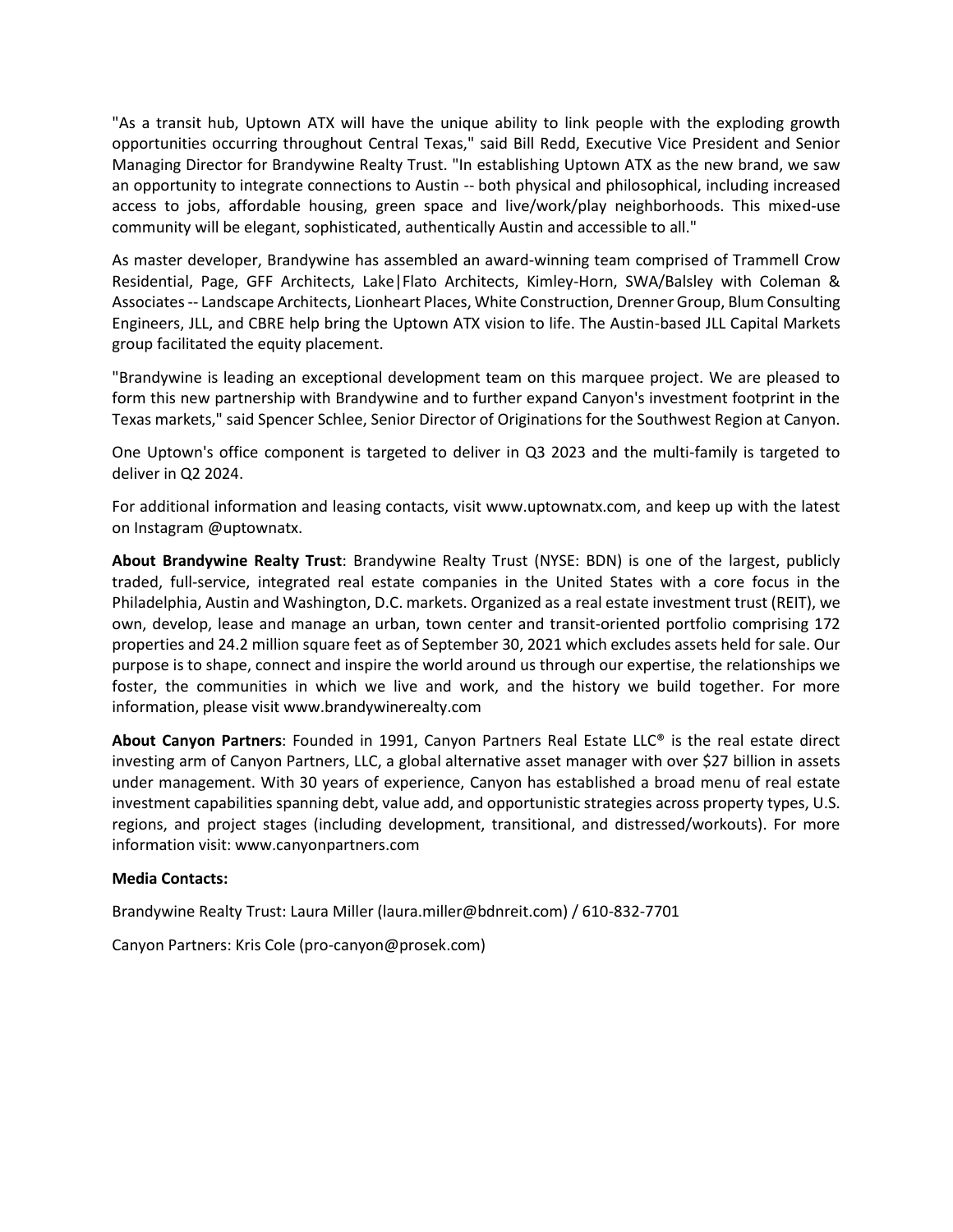"As a transit hub, Uptown ATX will have the unique ability to link people with the exploding growth opportunities occurring throughout Central Texas," said Bill Redd, Executive Vice President and Senior Managing Director for Brandywine Realty Trust. "In establishing Uptown ATX as the new brand, we saw an opportunity to integrate connections to Austin -- both physical and philosophical, including increased access to jobs, affordable housing, green space and live/work/play neighborhoods. This mixed-use community will be elegant, sophisticated, authentically Austin and accessible to all."

As master developer, Brandywine has assembled an award-winning team comprised of Trammell Crow Residential, Page, GFF Architects, Lake|Flato Architects, Kimley-Horn, SWA/Balsley with Coleman & Associates -- Landscape Architects, Lionheart Places, White Construction, Drenner Group, Blum Consulting Engineers, JLL, and CBRE help bring the Uptown ATX vision to life. The Austin-based JLL Capital Markets group facilitated the equity placement.

"Brandywine is leading an exceptional development team on this marquee project. We are pleased to form this new partnership with Brandywine and to further expand Canyon's investment footprint in the Texas markets," said Spencer Schlee, Senior Director of Originations for the Southwest Region at Canyon.

One Uptown's office component is targeted to deliver in Q3 2023 and the multi-family is targeted to deliver in Q2 2024.

For additional information and leasing contacts, visit www.uptownatx.com, and keep up with the latest on Instagram @uptownatx.

**About Brandywine Realty Trust**: Brandywine Realty Trust (NYSE: BDN) is one of the largest, publicly traded, full-service, integrated real estate companies in the United States with a core focus in the Philadelphia, Austin and Washington, D.C. markets. Organized as a real estate investment trust (REIT), we own, develop, lease and manage an urban, town center and transit-oriented portfolio comprising 172 properties and 24.2 million square feet as of September 30, 2021 which excludes assets held for sale. Our purpose is to shape, connect and inspire the world around us through our expertise, the relationships we foster, the communities in which we live and work, and the history we build together. For more information, please visit www.brandywinerealty.com

**About Canyon Partners**: Founded in 1991, Canyon Partners Real Estate LLC® is the real estate direct investing arm of Canyon Partners, LLC, a global alternative asset manager with over $27 billion in assets under management. With 30 years of experience, Canyon has established a broad menu of real estate investment capabilities spanning debt, value add, and opportunistic strategies across property types, U.S. regions, and project stages (including development, transitional, and distressed/workouts). For more information visit: www.canyonpartners.com

**Media Contacts:**

Brandywine Realty Trust: Laura Miller (laura.miller@bdnreit.com) / 610-832-7701

Canyon Partners: Kris Cole (pro-canyon@prosek.com)